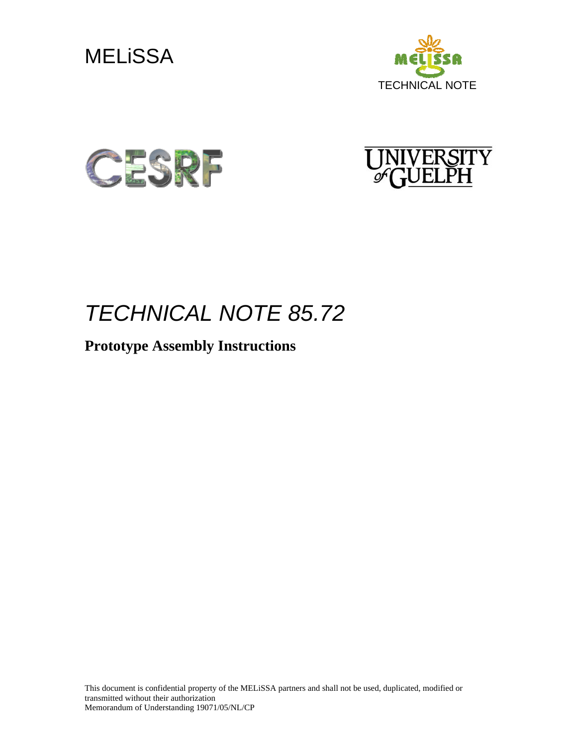MELiSSA

TECHNICAL NOTE

CESRF

UNIVERSITY of GUELPH

# *TECHNICAL NOTE 85.72*

**Prototype Assembly Instructions**

This document is confidential property of the MELiSSA partners and shall not be used, duplicated, modified or transmitted without their authorization

Memorandum of Understanding 19071/05/NL/CP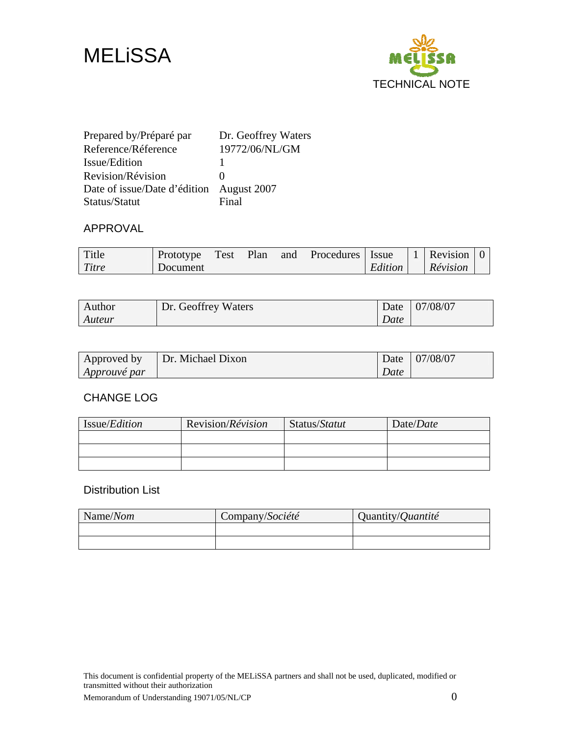# MELiSSA

TECHNICAL NOTE

| | |
|---|---|
| Prepared by/Préparé par | Dr. Geoffrey Waters |
| Reference/Réference | 19772/06/NL/GM |
| Issue/Edition | 1 |
| Revision/Révision | 0 |
| Date of issue/Date d'édition | August 2007 |
| Status/Statut | Final |

## APPROVAL

| Title *Titre* | Prototype Test Plan and Procedures Document | Issue *Edition* | 1 | Revision *Révision* | 0 |
|---|---|---|---|---|---|

| Author *Auteur* | Dr. Geoffrey Waters | Date *Date* | 07/08/07 |
|---|---|---|---|

| Approved by *Approuvé par* | Dr. Michael Dixon | Date *Date* | 07/08/07 |
|---|---|---|---|

## CHANGE LOG

| Issue/*Edition* | Revision/*Révision* | Status/*Statut* | Date/*Date* |
|---|---|---|---|
| | | | |
| | | | |
| | | | |

## Distribution List

| Name/*Nom* | Company/*Société* | Quantity/*Quantité* |
|---|---|---|
| | | |
| | | |

This document is confidential property of the MELiSSA partners and shall not be used, duplicated, modified or transmitted without their authorization

Memorandum of Understanding 19071/05/NL/CP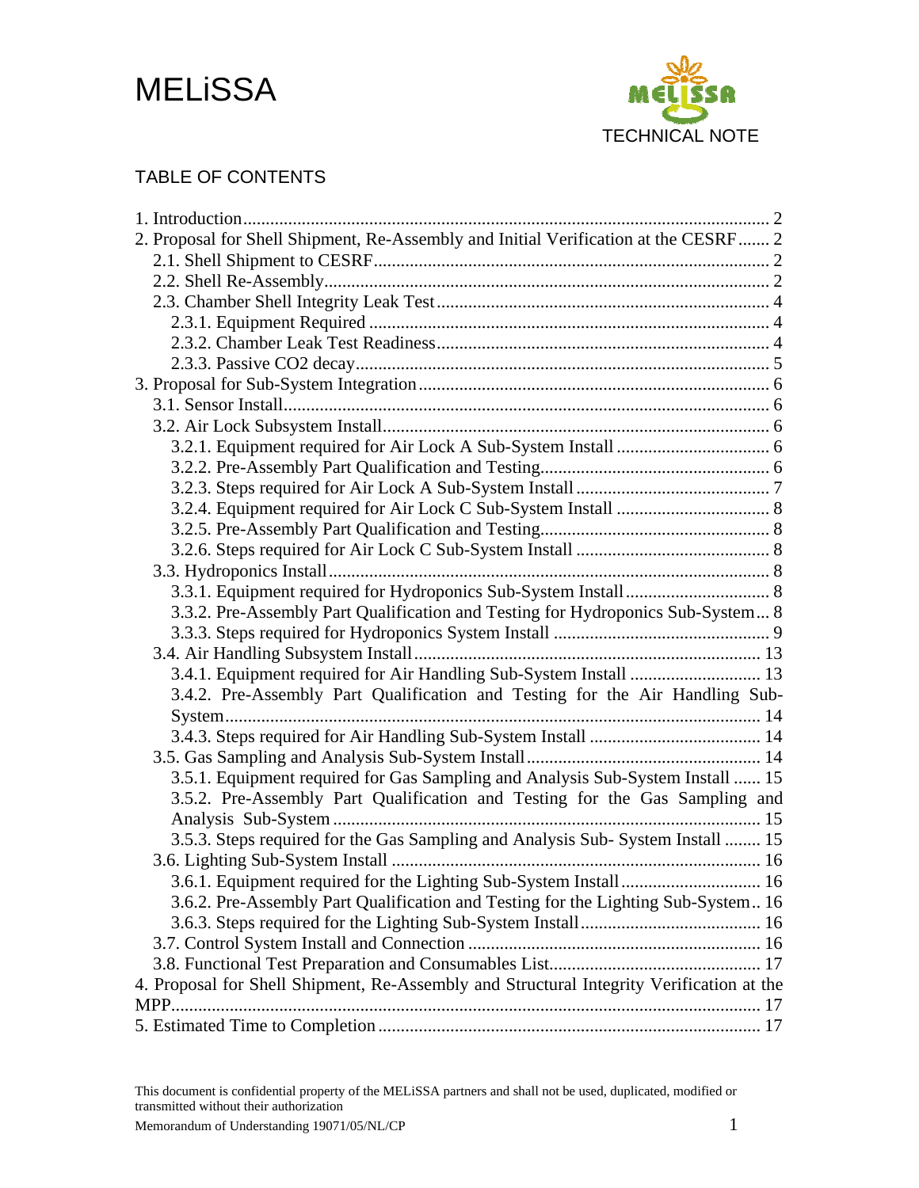## TABLE OF CONTENTS

1. Introduction ........ 2
2. Proposal for Shell Shipment, Re-Assembly and Initial Verification at the CESRF ........ 2
   - 2.1. Shell Shipment to CESRF ........ 2
   - 2.2. Shell Re-Assembly ........ 2
   - 2.3. Chamber Shell Integrity Leak Test ........ 4
     - 2.3.1. Equipment Required ........ 4
     - 2.3.2. Chamber Leak Test Readiness ........ 4
     - 2.3.3. Passive CO2 decay ........ 5
3. Proposal for Sub-System Integration ........ 6
   - 3.1. Sensor Install ........ 6
   - 3.2. Air Lock Subsystem Install ........ 6
     - 3.2.1. Equipment required for Air Lock A Sub-System Install ........ 6
     - 3.2.2. Pre-Assembly Part Qualification and Testing ........ 6
     - 3.2.3. Steps required for Air Lock A Sub-System Install ........ 7
     - 3.2.4. Equipment required for Air Lock C Sub-System Install ........ 8
     - 3.2.5. Pre-Assembly Part Qualification and Testing ........ 8
     - 3.2.6. Steps required for Air Lock C Sub-System Install ........ 8
   - 3.3. Hydroponics Install ........ 8
     - 3.3.1. Equipment required for Hydroponics Sub-System Install ........ 8
     - 3.3.2. Pre-Assembly Part Qualification and Testing for Hydroponics Sub-System ... 8
     - 3.3.3. Steps required for Hydroponics System Install ........ 9
   - 3.4. Air Handling Subsystem Install ........ 13
     - 3.4.1. Equipment required for Air Handling Sub-System Install ........ 13
     - 3.4.2. Pre-Assembly Part Qualification and Testing for the Air Handling Sub-System ........ 14
     - 3.4.3. Steps required for Air Handling Sub-System Install ........ 14
   - 3.5. Gas Sampling and Analysis Sub-System Install ........ 14
     - 3.5.1. Equipment required for Gas Sampling and Analysis Sub-System Install ........ 15
     - 3.5.2. Pre-Assembly Part Qualification and Testing for the Gas Sampling and Analysis Sub-System ........ 15
     - 3.5.3. Steps required for the Gas Sampling and Analysis Sub- System Install ........ 15
   - 3.6. Lighting Sub-System Install ........ 16
     - 3.6.1. Equipment required for the Lighting Sub-System Install ........ 16
     - 3.6.2. Pre-Assembly Part Qualification and Testing for the Lighting Sub-System .. 16
     - 3.6.3. Steps required for the Lighting Sub-System Install ........ 16
   - 3.7. Control System Install and Connection ........ 16
   - 3.8. Functional Test Preparation and Consumables List ........ 17
4. Proposal for Shell Shipment, Re-Assembly and Structural Integrity Verification at the MPP ........ 17
5. Estimated Time to Completion ........ 17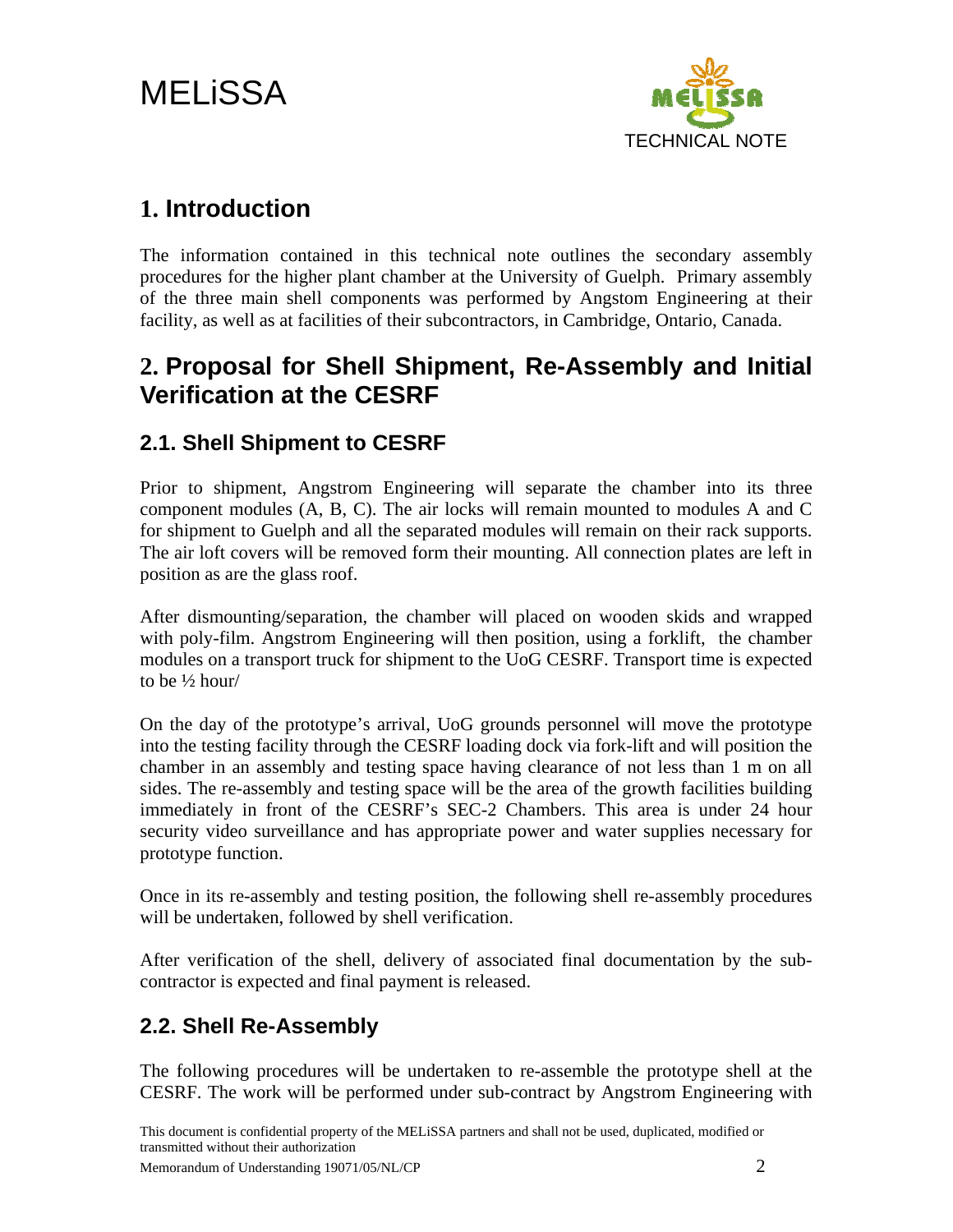# 1. Introduction

The information contained in this technical note outlines the secondary assembly procedures for the higher plant chamber at the University of Guelph. Primary assembly of the three main shell components was performed by Angstom Engineering at their facility, as well as at facilities of their subcontractors, in Cambridge, Ontario, Canada.

# 2. Proposal for Shell Shipment, Re-Assembly and Initial Verification at the CESRF

## 2.1. Shell Shipment to CESRF

Prior to shipment, Angstrom Engineering will separate the chamber into its three component modules (A, B, C). The air locks will remain mounted to modules A and C for shipment to Guelph and all the separated modules will remain on their rack supports. The air loft covers will be removed form their mounting. All connection plates are left in position as are the glass roof.

After dismounting/separation, the chamber will placed on wooden skids and wrapped with poly-film. Angstrom Engineering will then position, using a forklift, the chamber modules on a transport truck for shipment to the UoG CESRF. Transport time is expected to be ½ hour/

On the day of the prototype's arrival, UoG grounds personnel will move the prototype into the testing facility through the CESRF loading dock via fork-lift and will position the chamber in an assembly and testing space having clearance of not less than 1 m on all sides. The re-assembly and testing space will be the area of the growth facilities building immediately in front of the CESRF's SEC-2 Chambers. This area is under 24 hour security video surveillance and has appropriate power and water supplies necessary for prototype function.

Once in its re-assembly and testing position, the following shell re-assembly procedures will be undertaken, followed by shell verification.

After verification of the shell, delivery of associated final documentation by the sub-contractor is expected and final payment is released.

## 2.2. Shell Re-Assembly

The following procedures will be undertaken to re-assemble the prototype shell at the CESRF. The work will be performed under sub-contract by Angstrom Engineering with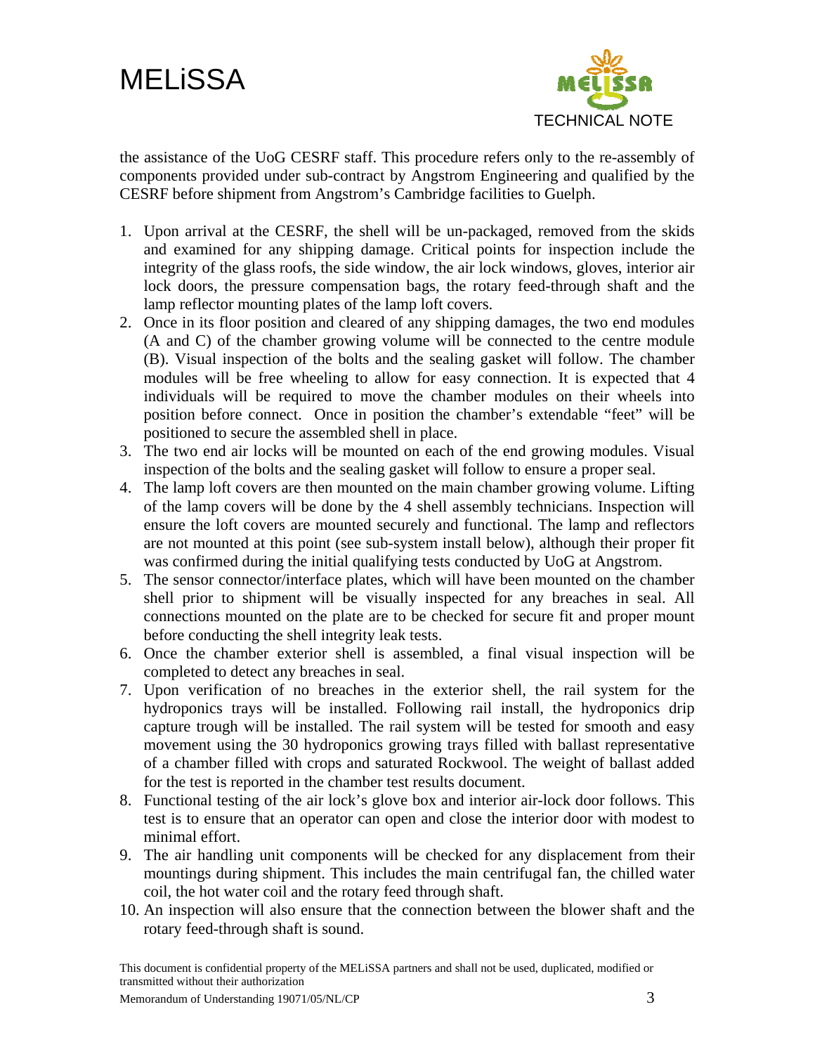the assistance of the UoG CESRF staff. This procedure refers only to the re-assembly of components provided under sub-contract by Angstrom Engineering and qualified by the CESRF before shipment from Angstrom's Cambridge facilities to Guelph.

1. Upon arrival at the CESRF, the shell will be un-packaged, removed from the skids and examined for any shipping damage. Critical points for inspection include the integrity of the glass roofs, the side window, the air lock windows, gloves, interior air lock doors, the pressure compensation bags, the rotary feed-through shaft and the lamp reflector mounting plates of the lamp loft covers.
2. Once in its floor position and cleared of any shipping damages, the two end modules (A and C) of the chamber growing volume will be connected to the centre module (B). Visual inspection of the bolts and the sealing gasket will follow. The chamber modules will be free wheeling to allow for easy connection. It is expected that 4 individuals will be required to move the chamber modules on their wheels into position before connect. Once in position the chamber's extendable "feet" will be positioned to secure the assembled shell in place.
3. The two end air locks will be mounted on each of the end growing modules. Visual inspection of the bolts and the sealing gasket will follow to ensure a proper seal.
4. The lamp loft covers are then mounted on the main chamber growing volume. Lifting of the lamp covers will be done by the 4 shell assembly technicians. Inspection will ensure the loft covers are mounted securely and functional. The lamp and reflectors are not mounted at this point (see sub-system install below), although their proper fit was confirmed during the initial qualifying tests conducted by UoG at Angstrom.
5. The sensor connector/interface plates, which will have been mounted on the chamber shell prior to shipment will be visually inspected for any breaches in seal. All connections mounted on the plate are to be checked for secure fit and proper mount before conducting the shell integrity leak tests.
6. Once the chamber exterior shell is assembled, a final visual inspection will be completed to detect any breaches in seal.
7. Upon verification of no breaches in the exterior shell, the rail system for the hydroponics trays will be installed. Following rail install, the hydroponics drip capture trough will be installed. The rail system will be tested for smooth and easy movement using the 30 hydroponics growing trays filled with ballast representative of a chamber filled with crops and saturated Rockwool. The weight of ballast added for the test is reported in the chamber test results document.
8. Functional testing of the air lock's glove box and interior air-lock door follows. This test is to ensure that an operator can open and close the interior door with modest to minimal effort.
9. The air handling unit components will be checked for any displacement from their mountings during shipment. This includes the main centrifugal fan, the chilled water coil, the hot water coil and the rotary feed through shaft.
10. An inspection will also ensure that the connection between the blower shaft and the rotary feed-through shaft is sound.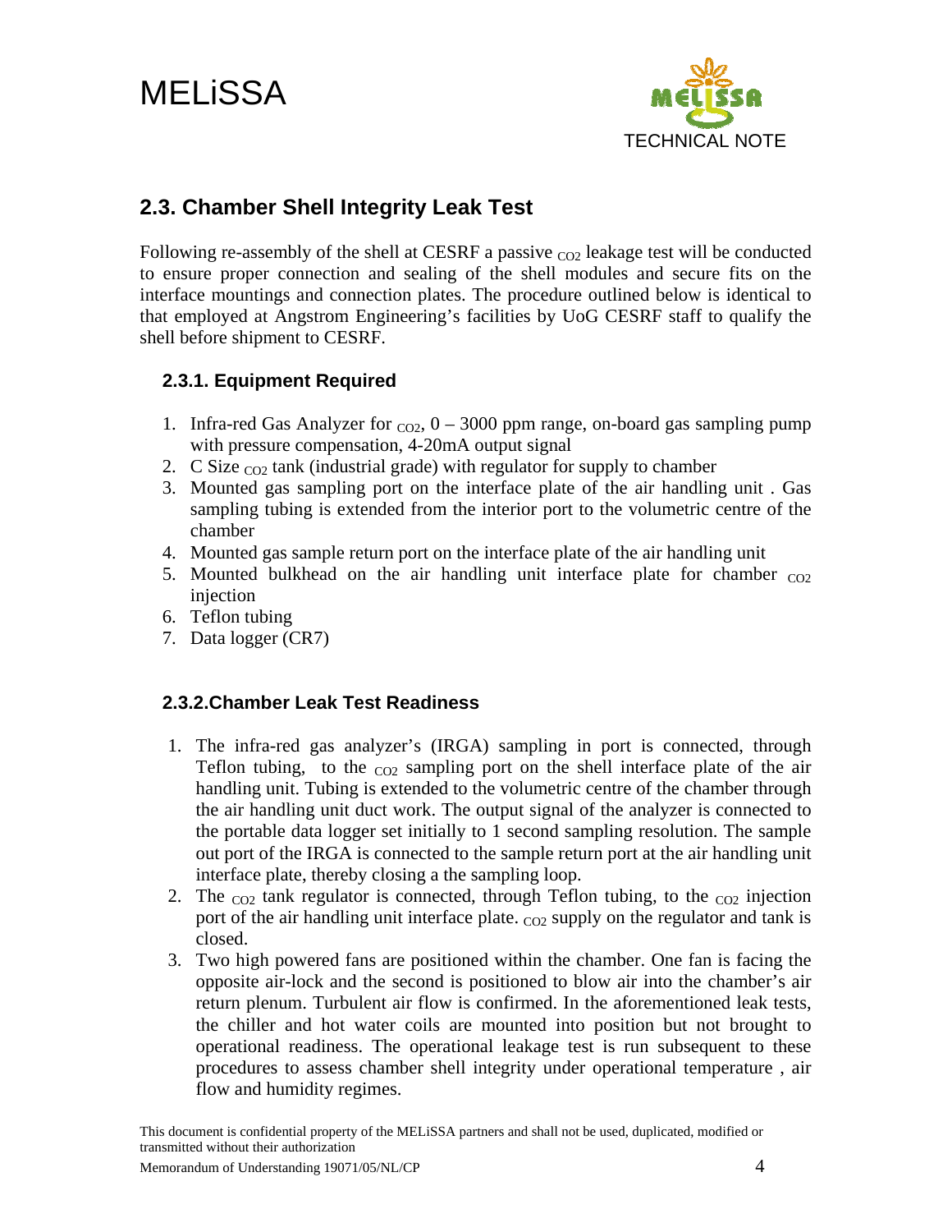## 2.3. Chamber Shell Integrity Leak Test

Following re-assembly of the shell at CESRF a passive $_{CO2}$ leakage test will be conducted to ensure proper connection and sealing of the shell modules and secure fits on the interface mountings and connection plates. The procedure outlined below is identical to that employed at Angstrom Engineering's facilities by UoG CESRF staff to qualify the shell before shipment to CESRF.

### 2.3.1. Equipment Required

1. Infra-red Gas Analyzer for $_{CO2}$, 0 – 3000 ppm range, on-board gas sampling pump with pressure compensation, 4-20mA output signal
2. C Size $_{CO2}$ tank (industrial grade) with regulator for supply to chamber
3. Mounted gas sampling port on the interface plate of the air handling unit . Gas sampling tubing is extended from the interior port to the volumetric centre of the chamber
4. Mounted gas sample return port on the interface plate of the air handling unit
5. Mounted bulkhead on the air handling unit interface plate for chamber $_{CO2}$ injection
6. Teflon tubing
7. Data logger (CR7)

### 2.3.2.Chamber Leak Test Readiness

1. The infra-red gas analyzer's (IRGA) sampling in port is connected, through Teflon tubing, to the $_{CO2}$ sampling port on the shell interface plate of the air handling unit. Tubing is extended to the volumetric centre of the chamber through the air handling unit duct work. The output signal of the analyzer is connected to the portable data logger set initially to 1 second sampling resolution. The sample out port of the IRGA is connected to the sample return port at the air handling unit interface plate, thereby closing a the sampling loop.
2. The $_{CO2}$ tank regulator is connected, through Teflon tubing, to the $_{CO2}$ injection port of the air handling unit interface plate. $_{CO2}$ supply on the regulator and tank is closed.
3. Two high powered fans are positioned within the chamber. One fan is facing the opposite air-lock and the second is positioned to blow air into the chamber's air return plenum. Turbulent air flow is confirmed. In the aforementioned leak tests, the chiller and hot water coils are mounted into position but not brought to operational readiness. The operational leakage test is run subsequent to these procedures to assess chamber shell integrity under operational temperature , air flow and humidity regimes.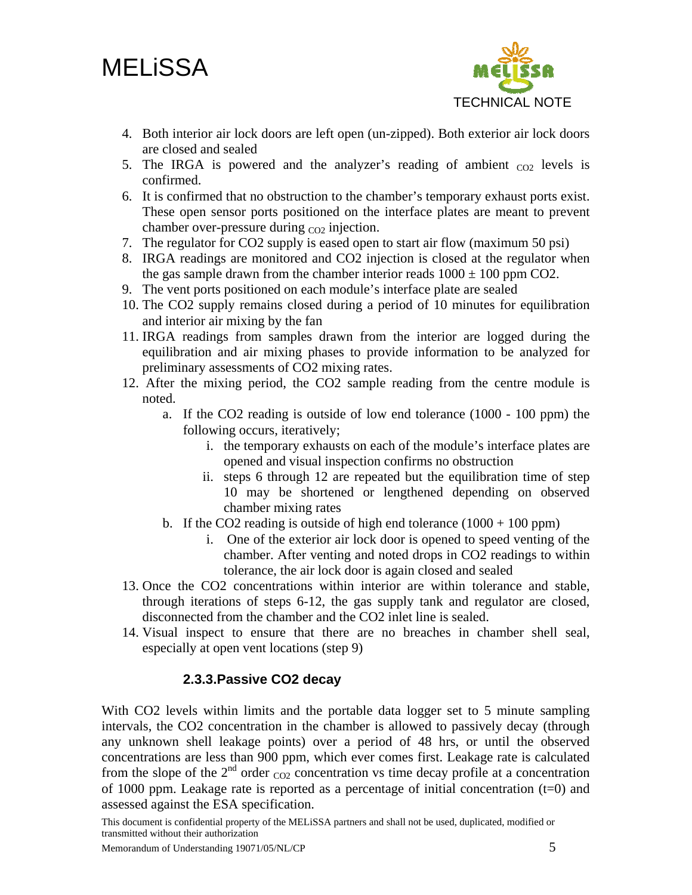4. Both interior air lock doors are left open (un-zipped). Both exterior air lock doors are closed and sealed
5. The IRGA is powered and the analyzer's reading of ambient $_{CO2}$ levels is confirmed.
6. It is confirmed that no obstruction to the chamber's temporary exhaust ports exist. These open sensor ports positioned on the interface plates are meant to prevent chamber over-pressure during $_{CO2}$ injection.
7. The regulator for CO2 supply is eased open to start air flow (maximum 50 psi)
8. IRGA readings are monitored and CO2 injection is closed at the regulator when the gas sample drawn from the chamber interior reads $1000 \pm 100$ ppm CO2.
9. The vent ports positioned on each module's interface plate are sealed
10. The CO2 supply remains closed during a period of 10 minutes for equilibration and interior air mixing by the fan
11. IRGA readings from samples drawn from the interior are logged during the equilibration and air mixing phases to provide information to be analyzed for preliminary assessments of CO2 mixing rates.
12. After the mixing period, the CO2 sample reading from the centre module is noted.
    a. If the CO2 reading is outside of low end tolerance (1000 - 100 ppm) the following occurs, iteratively;
        i. the temporary exhausts on each of the module's interface plates are opened and visual inspection confirms no obstruction
        ii. steps 6 through 12 are repeated but the equilibration time of step 10 may be shortened or lengthened depending on observed chamber mixing rates
    b. If the CO2 reading is outside of high end tolerance (1000 + 100 ppm)
        i. One of the exterior air lock door is opened to speed venting of the chamber. After venting and noted drops in CO2 readings to within tolerance, the air lock door is again closed and sealed
13. Once the CO2 concentrations within interior are within tolerance and stable, through iterations of steps 6-12, the gas supply tank and regulator are closed, disconnected from the chamber and the CO2 inlet line is sealed.
14. Visual inspect to ensure that there are no breaches in chamber shell seal, especially at open vent locations (step 9)

### 2.3.3. Passive CO2 decay

With CO2 levels within limits and the portable data logger set to 5 minute sampling intervals, the CO2 concentration in the chamber is allowed to passively decay (through any unknown shell leakage points) over a period of 48 hrs, or until the observed concentrations are less than 900 ppm, which ever comes first. Leakage rate is calculated from the slope of the 2$^{nd}$ order $_{CO2}$ concentration vs time decay profile at a concentration of 1000 ppm. Leakage rate is reported as a percentage of initial concentration (t=0) and assessed against the ESA specification.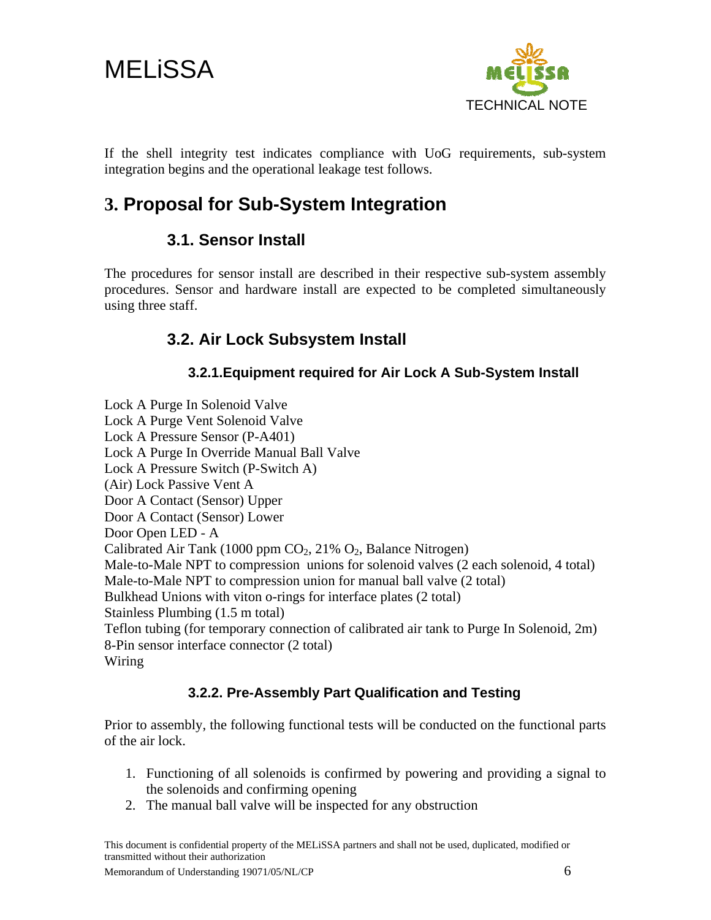If the shell integrity test indicates compliance with UoG requirements, sub-system integration begins and the operational leakage test follows.

# 3. Proposal for Sub-System Integration

## 3.1. Sensor Install

The procedures for sensor install are described in their respective sub-system assembly procedures. Sensor and hardware install are expected to be completed simultaneously using three staff.

## 3.2. Air Lock Subsystem Install

### 3.2.1. Equipment required for Air Lock A Sub-System Install

Lock A Purge In Solenoid Valve
Lock A Purge Vent Solenoid Valve
Lock A Pressure Sensor (P-A401)
Lock A Purge In Override Manual Ball Valve
Lock A Pressure Switch (P-Switch A)
(Air) Lock Passive Vent A
Door A Contact (Sensor) Upper
Door A Contact (Sensor) Lower
Door Open LED - A
Calibrated Air Tank (1000 ppm $CO_2$, 21% $O_2$, Balance Nitrogen)
Male-to-Male NPT to compression unions for solenoid valves (2 each solenoid, 4 total)
Male-to-Male NPT to compression union for manual ball valve (2 total)
Bulkhead Unions with viton o-rings for interface plates (2 total)
Stainless Plumbing (1.5 m total)
Teflon tubing (for temporary connection of calibrated air tank to Purge In Solenoid, 2m)
8-Pin sensor interface connector (2 total)
Wiring

### 3.2.2. Pre-Assembly Part Qualification and Testing

Prior to assembly, the following functional tests will be conducted on the functional parts of the air lock.

1. Functioning of all solenoids is confirmed by powering and providing a signal to the solenoids and confirming opening
2. The manual ball valve will be inspected for any obstruction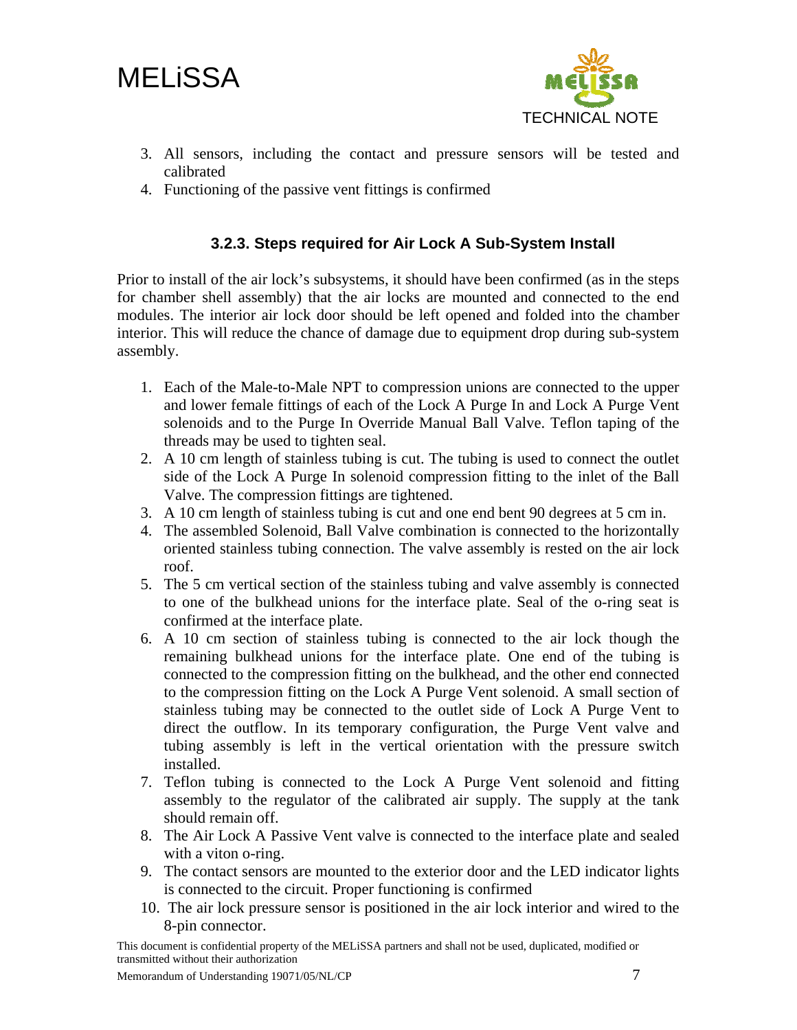3. All sensors, including the contact and pressure sensors will be tested and calibrated
4. Functioning of the passive vent fittings is confirmed

### 3.2.3. Steps required for Air Lock A Sub-System Install

Prior to install of the air lock's subsystems, it should have been confirmed (as in the steps for chamber shell assembly) that the air locks are mounted and connected to the end modules. The interior air lock door should be left opened and folded into the chamber interior. This will reduce the chance of damage due to equipment drop during sub-system assembly.

1. Each of the Male-to-Male NPT to compression unions are connected to the upper and lower female fittings of each of the Lock A Purge In and Lock A Purge Vent solenoids and to the Purge In Override Manual Ball Valve. Teflon taping of the threads may be used to tighten seal.
2. A 10 cm length of stainless tubing is cut. The tubing is used to connect the outlet side of the Lock A Purge In solenoid compression fitting to the inlet of the Ball Valve. The compression fittings are tightened.
3. A 10 cm length of stainless tubing is cut and one end bent 90 degrees at 5 cm in.
4. The assembled Solenoid, Ball Valve combination is connected to the horizontally oriented stainless tubing connection. The valve assembly is rested on the air lock roof.
5. The 5 cm vertical section of the stainless tubing and valve assembly is connected to one of the bulkhead unions for the interface plate. Seal of the o-ring seat is confirmed at the interface plate.
6. A 10 cm section of stainless tubing is connected to the air lock though the remaining bulkhead unions for the interface plate. One end of the tubing is connected to the compression fitting on the bulkhead, and the other end connected to the compression fitting on the Lock A Purge Vent solenoid. A small section of stainless tubing may be connected to the outlet side of Lock A Purge Vent to direct the outflow. In its temporary configuration, the Purge Vent valve and tubing assembly is left in the vertical orientation with the pressure switch installed.
7. Teflon tubing is connected to the Lock A Purge Vent solenoid and fitting assembly to the regulator of the calibrated air supply. The supply at the tank should remain off.
8. The Air Lock A Passive Vent valve is connected to the interface plate and sealed with a viton o-ring.
9. The contact sensors are mounted to the exterior door and the LED indicator lights is connected to the circuit. Proper functioning is confirmed
10. The air lock pressure sensor is positioned in the air lock interior and wired to the 8-pin connector.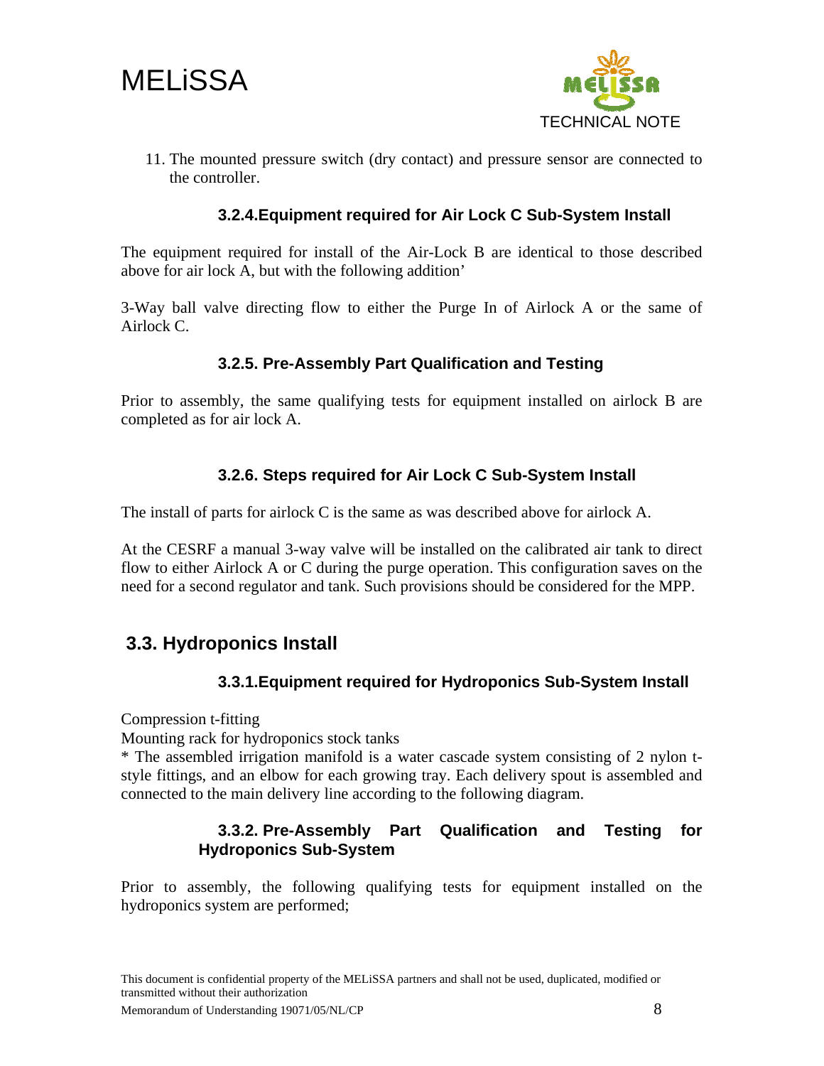11. The mounted pressure switch (dry contact) and pressure sensor are connected to the controller.

### 3.2.4. Equipment required for Air Lock C Sub-System Install

The equipment required for install of the Air-Lock B are identical to those described above for air lock A, but with the following addition'

3-Way ball valve directing flow to either the Purge In of Airlock A or the same of Airlock C.

### 3.2.5. Pre-Assembly Part Qualification and Testing

Prior to assembly, the same qualifying tests for equipment installed on airlock B are completed as for air lock A.

### 3.2.6. Steps required for Air Lock C Sub-System Install

The install of parts for airlock C is the same as was described above for airlock A.

At the CESRF a manual 3-way valve will be installed on the calibrated air tank to direct flow to either Airlock A or C during the purge operation. This configuration saves on the need for a second regulator and tank. Such provisions should be considered for the MPP.

## 3.3. Hydroponics Install

### 3.3.1. Equipment required for Hydroponics Sub-System Install

Compression t-fitting

Mounting rack for hydroponics stock tanks

* The assembled irrigation manifold is a water cascade system consisting of 2 nylon t-style fittings, and an elbow for each growing tray. Each delivery spout is assembled and connected to the main delivery line according to the following diagram.

### 3.3.2. Pre-Assembly Part Qualification and Testing for Hydroponics Sub-System

Prior to assembly, the following qualifying tests for equipment installed on the hydroponics system are performed;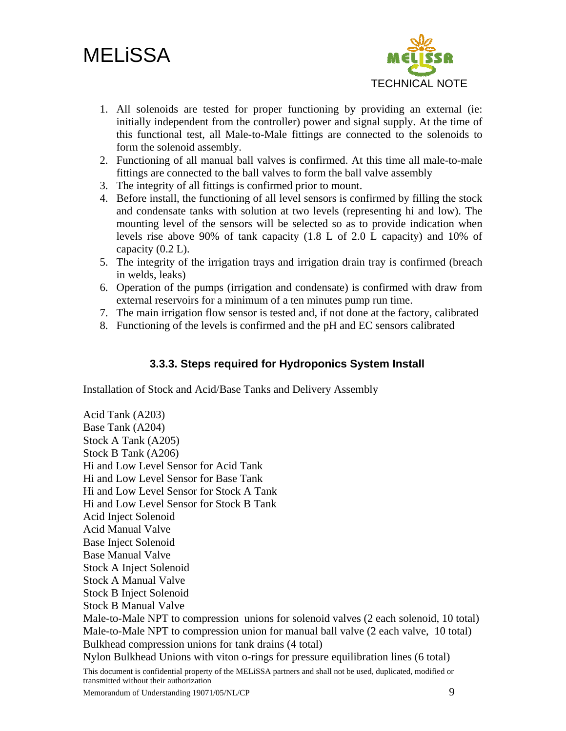1. All solenoids are tested for proper functioning by providing an external (ie: initially independent from the controller) power and signal supply. At the time of this functional test, all Male-to-Male fittings are connected to the solenoids to form the solenoid assembly.
2. Functioning of all manual ball valves is confirmed. At this time all male-to-male fittings are connected to the ball valves to form the ball valve assembly
3. The integrity of all fittings is confirmed prior to mount.
4. Before install, the functioning of all level sensors is confirmed by filling the stock and condensate tanks with solution at two levels (representing hi and low). The mounting level of the sensors will be selected so as to provide indication when levels rise above 90% of tank capacity (1.8 L of 2.0 L capacity) and 10% of capacity (0.2 L).
5. The integrity of the irrigation trays and irrigation drain tray is confirmed (breach in welds, leaks)
6. Operation of the pumps (irrigation and condensate) is confirmed with draw from external reservoirs for a minimum of a ten minutes pump run time.
7. The main irrigation flow sensor is tested and, if not done at the factory, calibrated
8. Functioning of the levels is confirmed and the pH and EC sensors calibrated

### 3.3.3. Steps required for Hydroponics System Install

Installation of Stock and Acid/Base Tanks and Delivery Assembly

Acid Tank (A203)
Base Tank (A204)
Stock A Tank (A205)
Stock B Tank (A206)
Hi and Low Level Sensor for Acid Tank
Hi and Low Level Sensor for Base Tank
Hi and Low Level Sensor for Stock A Tank
Hi and Low Level Sensor for Stock B Tank
Acid Inject Solenoid
Acid Manual Valve
Base Inject Solenoid
Base Manual Valve
Stock A Inject Solenoid
Stock A Manual Valve
Stock B Inject Solenoid
Stock B Manual Valve
Male-to-Male NPT to compression unions for solenoid valves (2 each solenoid, 10 total)
Male-to-Male NPT to compression union for manual ball valve (2 each valve, 10 total)
Bulkhead compression unions for tank drains (4 total)
Nylon Bulkhead Unions with viton o-rings for pressure equilibration lines (6 total)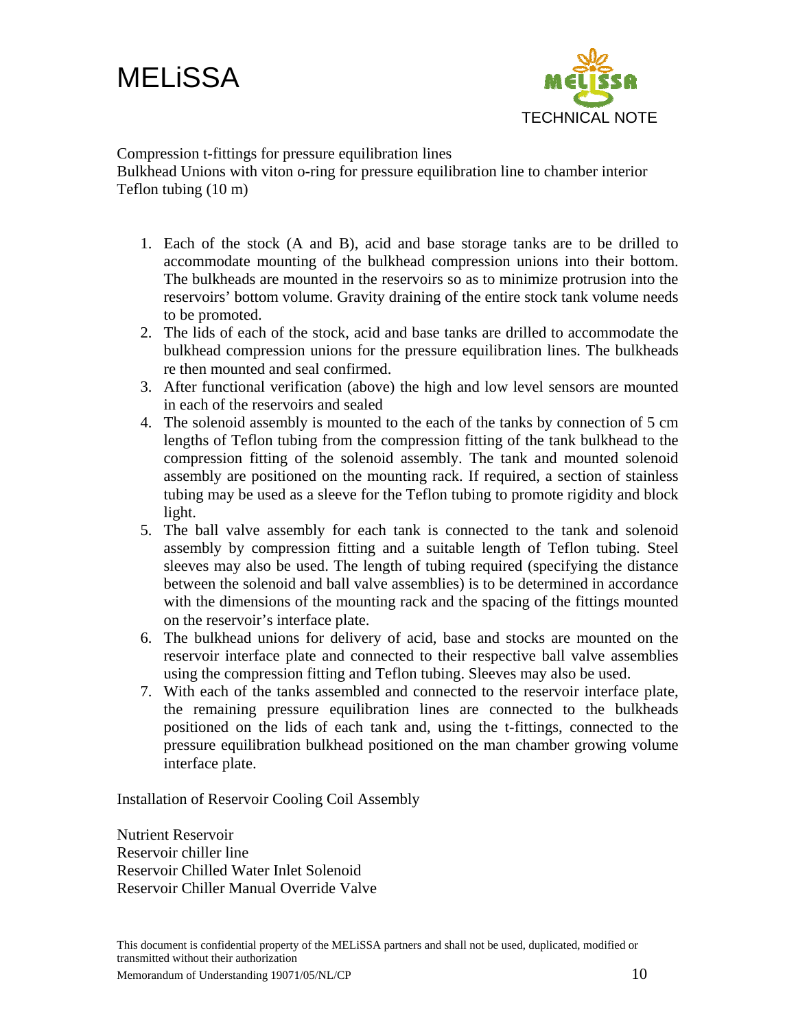Compression t-fittings for pressure equilibration lines
Bulkhead Unions with viton o-ring for pressure equilibration line to chamber interior
Teflon tubing (10 m)

1. Each of the stock (A and B), acid and base storage tanks are to be drilled to accommodate mounting of the bulkhead compression unions into their bottom. The bulkheads are mounted in the reservoirs so as to minimize protrusion into the reservoirs' bottom volume. Gravity draining of the entire stock tank volume needs to be promoted.
2. The lids of each of the stock, acid and base tanks are drilled to accommodate the bulkhead compression unions for the pressure equilibration lines. The bulkheads re then mounted and seal confirmed.
3. After functional verification (above) the high and low level sensors are mounted in each of the reservoirs and sealed
4. The solenoid assembly is mounted to the each of the tanks by connection of 5 cm lengths of Teflon tubing from the compression fitting of the tank bulkhead to the compression fitting of the solenoid assembly. The tank and mounted solenoid assembly are positioned on the mounting rack. If required, a section of stainless tubing may be used as a sleeve for the Teflon tubing to promote rigidity and block light.
5. The ball valve assembly for each tank is connected to the tank and solenoid assembly by compression fitting and a suitable length of Teflon tubing. Steel sleeves may also be used. The length of tubing required (specifying the distance between the solenoid and ball valve assemblies) is to be determined in accordance with the dimensions of the mounting rack and the spacing of the fittings mounted on the reservoir's interface plate.
6. The bulkhead unions for delivery of acid, base and stocks are mounted on the reservoir interface plate and connected to their respective ball valve assemblies using the compression fitting and Teflon tubing. Sleeves may also be used.
7. With each of the tanks assembled and connected to the reservoir interface plate, the remaining pressure equilibration lines are connected to the bulkheads positioned on the lids of each tank and, using the t-fittings, connected to the pressure equilibration bulkhead positioned on the man chamber growing volume interface plate.

Installation of Reservoir Cooling Coil Assembly

Nutrient Reservoir
Reservoir chiller line
Reservoir Chilled Water Inlet Solenoid
Reservoir Chiller Manual Override Valve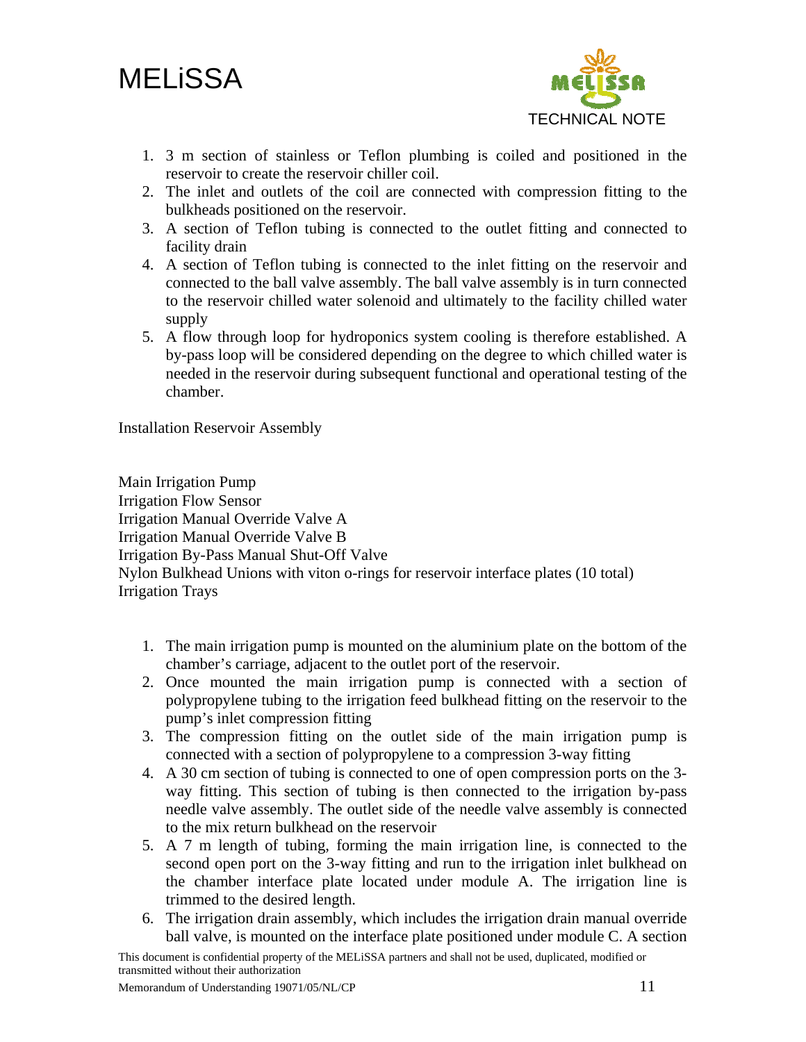1. 3 m section of stainless or Teflon plumbing is coiled and positioned in the reservoir to create the reservoir chiller coil.
2. The inlet and outlets of the coil are connected with compression fitting to the bulkheads positioned on the reservoir.
3. A section of Teflon tubing is connected to the outlet fitting and connected to facility drain
4. A section of Teflon tubing is connected to the inlet fitting on the reservoir and connected to the ball valve assembly. The ball valve assembly is in turn connected to the reservoir chilled water solenoid and ultimately to the facility chilled water supply
5. A flow through loop for hydroponics system cooling is therefore established. A by-pass loop will be considered depending on the degree to which chilled water is needed in the reservoir during subsequent functional and operational testing of the chamber.

Installation Reservoir Assembly

Main Irrigation Pump
Irrigation Flow Sensor
Irrigation Manual Override Valve A
Irrigation Manual Override Valve B
Irrigation By-Pass Manual Shut-Off Valve
Nylon Bulkhead Unions with viton o-rings for reservoir interface plates (10 total)
Irrigation Trays

1. The main irrigation pump is mounted on the aluminium plate on the bottom of the chamber's carriage, adjacent to the outlet port of the reservoir.
2. Once mounted the main irrigation pump is connected with a section of polypropylene tubing to the irrigation feed bulkhead fitting on the reservoir to the pump's inlet compression fitting
3. The compression fitting on the outlet side of the main irrigation pump is connected with a section of polypropylene to a compression 3-way fitting
4. A 30 cm section of tubing is connected to one of open compression ports on the 3-way fitting. This section of tubing is then connected to the irrigation by-pass needle valve assembly. The outlet side of the needle valve assembly is connected to the mix return bulkhead on the reservoir
5. A 7 m length of tubing, forming the main irrigation line, is connected to the second open port on the 3-way fitting and run to the irrigation inlet bulkhead on the chamber interface plate located under module A. The irrigation line is trimmed to the desired length.
6. The irrigation drain assembly, which includes the irrigation drain manual override ball valve, is mounted on the interface plate positioned under module C. A section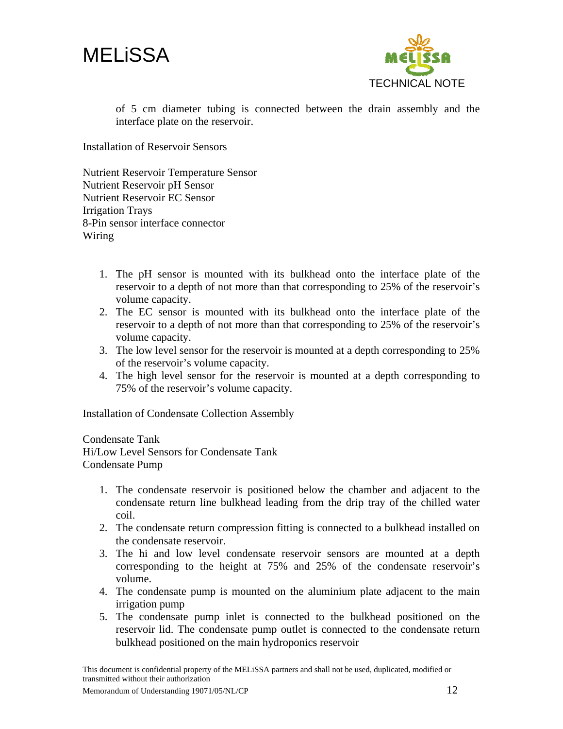of 5 cm diameter tubing is connected between the drain assembly and the interface plate on the reservoir.

Installation of Reservoir Sensors

Nutrient Reservoir Temperature Sensor
Nutrient Reservoir pH Sensor
Nutrient Reservoir EC Sensor
Irrigation Trays
8-Pin sensor interface connector
Wiring

1. The pH sensor is mounted with its bulkhead onto the interface plate of the reservoir to a depth of not more than that corresponding to 25% of the reservoir's volume capacity.
2. The EC sensor is mounted with its bulkhead onto the interface plate of the reservoir to a depth of not more than that corresponding to 25% of the reservoir's volume capacity.
3. The low level sensor for the reservoir is mounted at a depth corresponding to 25% of the reservoir's volume capacity.
4. The high level sensor for the reservoir is mounted at a depth corresponding to 75% of the reservoir's volume capacity.

Installation of Condensate Collection Assembly

Condensate Tank
Hi/Low Level Sensors for Condensate Tank
Condensate Pump

1. The condensate reservoir is positioned below the chamber and adjacent to the condensate return line bulkhead leading from the drip tray of the chilled water coil.
2. The condensate return compression fitting is connected to a bulkhead installed on the condensate reservoir.
3. The hi and low level condensate reservoir sensors are mounted at a depth corresponding to the height at 75% and 25% of the condensate reservoir's volume.
4. The condensate pump is mounted on the aluminium plate adjacent to the main irrigation pump
5. The condensate pump inlet is connected to the bulkhead positioned on the reservoir lid. The condensate pump outlet is connected to the condensate return bulkhead positioned on the main hydroponics reservoir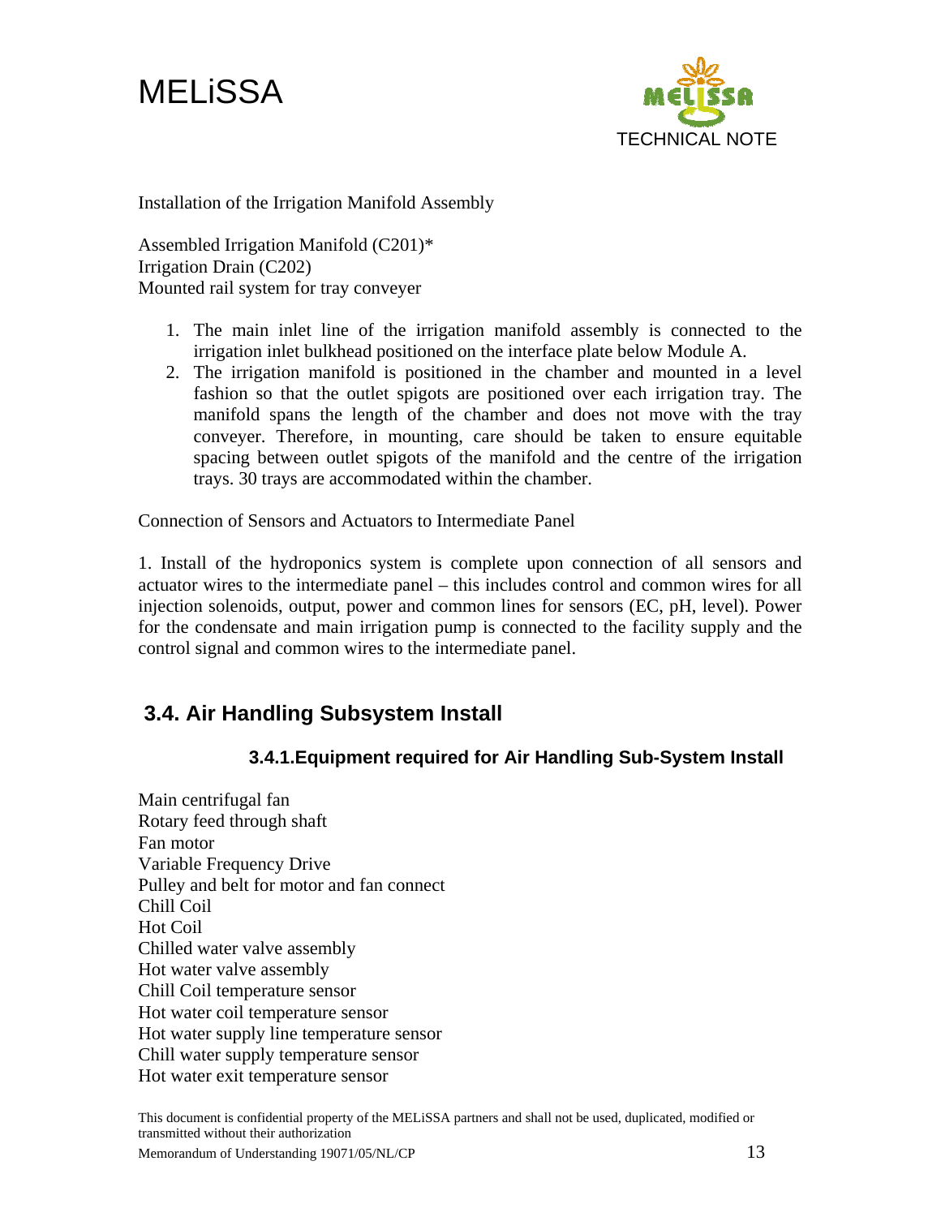Installation of the Irrigation Manifold Assembly

Assembled Irrigation Manifold (C201)*
Irrigation Drain (C202)
Mounted rail system for tray conveyer

1. The main inlet line of the irrigation manifold assembly is connected to the irrigation inlet bulkhead positioned on the interface plate below Module A.
2. The irrigation manifold is positioned in the chamber and mounted in a level fashion so that the outlet spigots are positioned over each irrigation tray. The manifold spans the length of the chamber and does not move with the tray conveyer. Therefore, in mounting, care should be taken to ensure equitable spacing between outlet spigots of the manifold and the centre of the irrigation trays. 30 trays are accommodated within the chamber.

Connection of Sensors and Actuators to Intermediate Panel

1. Install of the hydroponics system is complete upon connection of all sensors and actuator wires to the intermediate panel – this includes control and common wires for all injection solenoids, output, power and common lines for sensors (EC, pH, level). Power for the condensate and main irrigation pump is connected to the facility supply and the control signal and common wires to the intermediate panel.

## 3.4. Air Handling Subsystem Install

### 3.4.1. Equipment required for Air Handling Sub-System Install

Main centrifugal fan
Rotary feed through shaft
Fan motor
Variable Frequency Drive
Pulley and belt for motor and fan connect
Chill Coil
Hot Coil
Chilled water valve assembly
Hot water valve assembly
Chill Coil temperature sensor
Hot water coil temperature sensor
Hot water supply line temperature sensor
Chill water supply temperature sensor
Hot water exit temperature sensor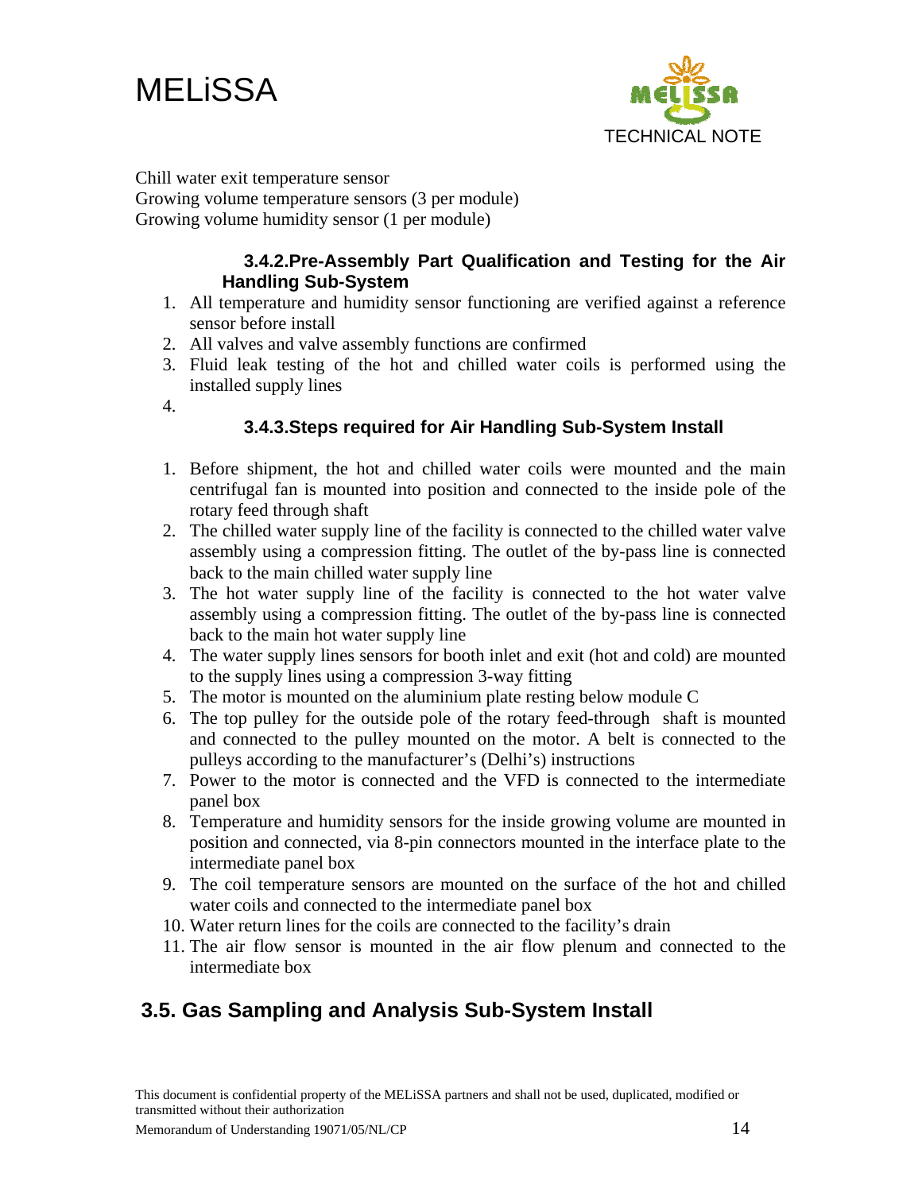Chill water exit temperature sensor
Growing volume temperature sensors (3 per module)
Growing volume humidity sensor (1 per module)

#### 3.4.2.Pre-Assembly Part Qualification and Testing for the Air Handling Sub-System

1. All temperature and humidity sensor functioning are verified against a reference sensor before install
2. All valves and valve assembly functions are confirmed
3. Fluid leak testing of the hot and chilled water coils is performed using the installed supply lines
4.

#### 3.4.3.Steps required for Air Handling Sub-System Install

1. Before shipment, the hot and chilled water coils were mounted and the main centrifugal fan is mounted into position and connected to the inside pole of the rotary feed through shaft
2. The chilled water supply line of the facility is connected to the chilled water valve assembly using a compression fitting. The outlet of the by-pass line is connected back to the main chilled water supply line
3. The hot water supply line of the facility is connected to the hot water valve assembly using a compression fitting. The outlet of the by-pass line is connected back to the main hot water supply line
4. The water supply lines sensors for booth inlet and exit (hot and cold) are mounted to the supply lines using a compression 3-way fitting
5. The motor is mounted on the aluminium plate resting below module C
6. The top pulley for the outside pole of the rotary feed-through shaft is mounted and connected to the pulley mounted on the motor. A belt is connected to the pulleys according to the manufacturer's (Delhi's) instructions
7. Power to the motor is connected and the VFD is connected to the intermediate panel box
8. Temperature and humidity sensors for the inside growing volume are mounted in position and connected, via 8-pin connectors mounted in the interface plate to the intermediate panel box
9. The coil temperature sensors are mounted on the surface of the hot and chilled water coils and connected to the intermediate panel box
10. Water return lines for the coils are connected to the facility's drain
11. The air flow sensor is mounted in the air flow plenum and connected to the intermediate box

## 3.5. Gas Sampling and Analysis Sub-System Install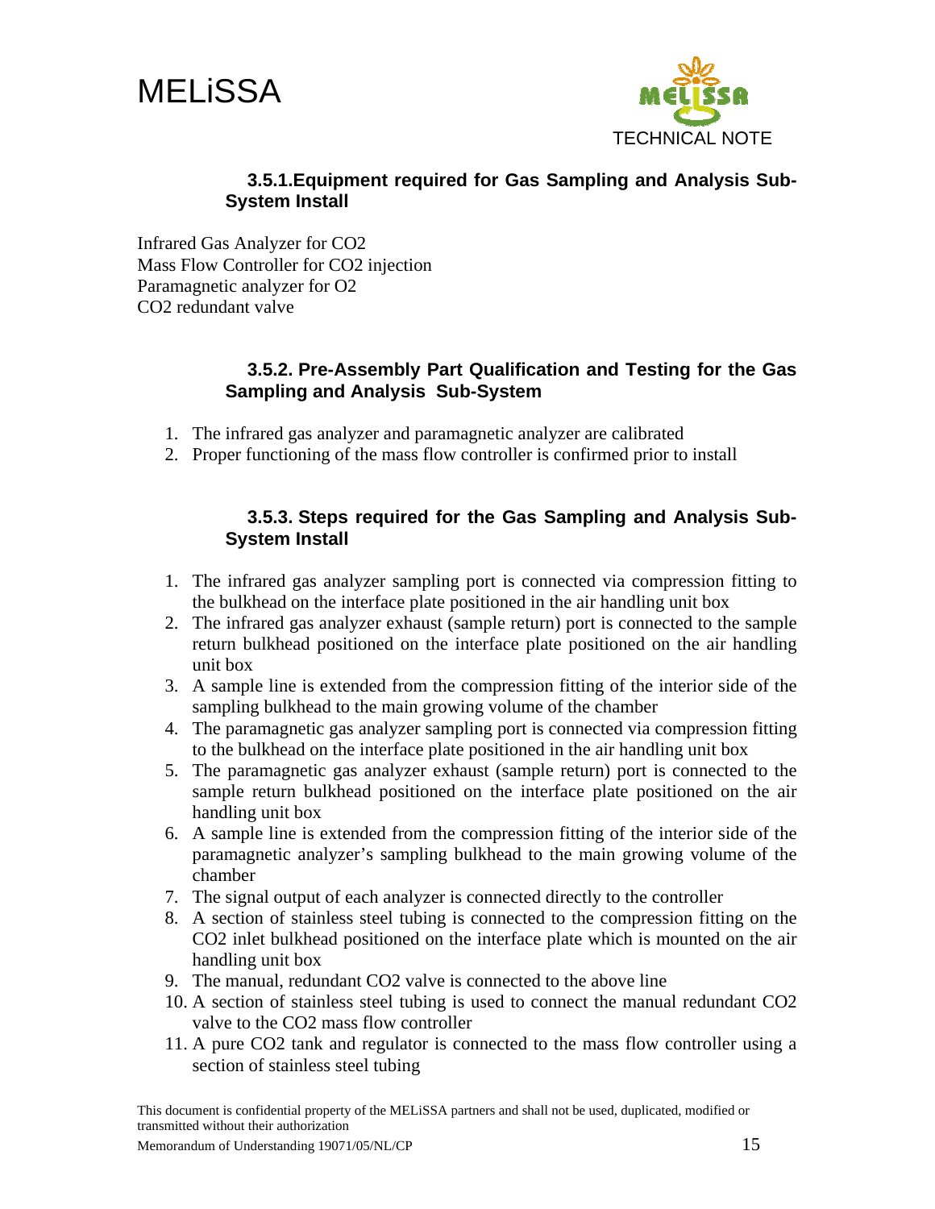### 3.5.1. Equipment required for Gas Sampling and Analysis Sub-System Install

Infrared Gas Analyzer for $CO_2$
Mass Flow Controller for $CO_2$ injection
Paramagnetic analyzer for $O_2$
$CO_2$ redundant valve

### 3.5.2. Pre-Assembly Part Qualification and Testing for the Gas Sampling and Analysis Sub-System

1. The infrared gas analyzer and paramagnetic analyzer are calibrated
2. Proper functioning of the mass flow controller is confirmed prior to install

### 3.5.3. Steps required for the Gas Sampling and Analysis Sub-System Install

1. The infrared gas analyzer sampling port is connected via compression fitting to the bulkhead on the interface plate positioned in the air handling unit box
2. The infrared gas analyzer exhaust (sample return) port is connected to the sample return bulkhead positioned on the interface plate positioned on the air handling unit box
3. A sample line is extended from the compression fitting of the interior side of the sampling bulkhead to the main growing volume of the chamber
4. The paramagnetic gas analyzer sampling port is connected via compression fitting to the bulkhead on the interface plate positioned in the air handling unit box
5. The paramagnetic gas analyzer exhaust (sample return) port is connected to the sample return bulkhead positioned on the interface plate positioned on the air handling unit box
6. A sample line is extended from the compression fitting of the interior side of the paramagnetic analyzer's sampling bulkhead to the main growing volume of the chamber
7. The signal output of each analyzer is connected directly to the controller
8. A section of stainless steel tubing is connected to the compression fitting on the $CO_2$ inlet bulkhead positioned on the interface plate which is mounted on the air handling unit box
9. The manual, redundant $CO_2$ valve is connected to the above line
10. A section of stainless steel tubing is used to connect the manual redundant $CO_2$ valve to the $CO_2$ mass flow controller
11. A pure $CO_2$ tank and regulator is connected to the mass flow controller using a section of stainless steel tubing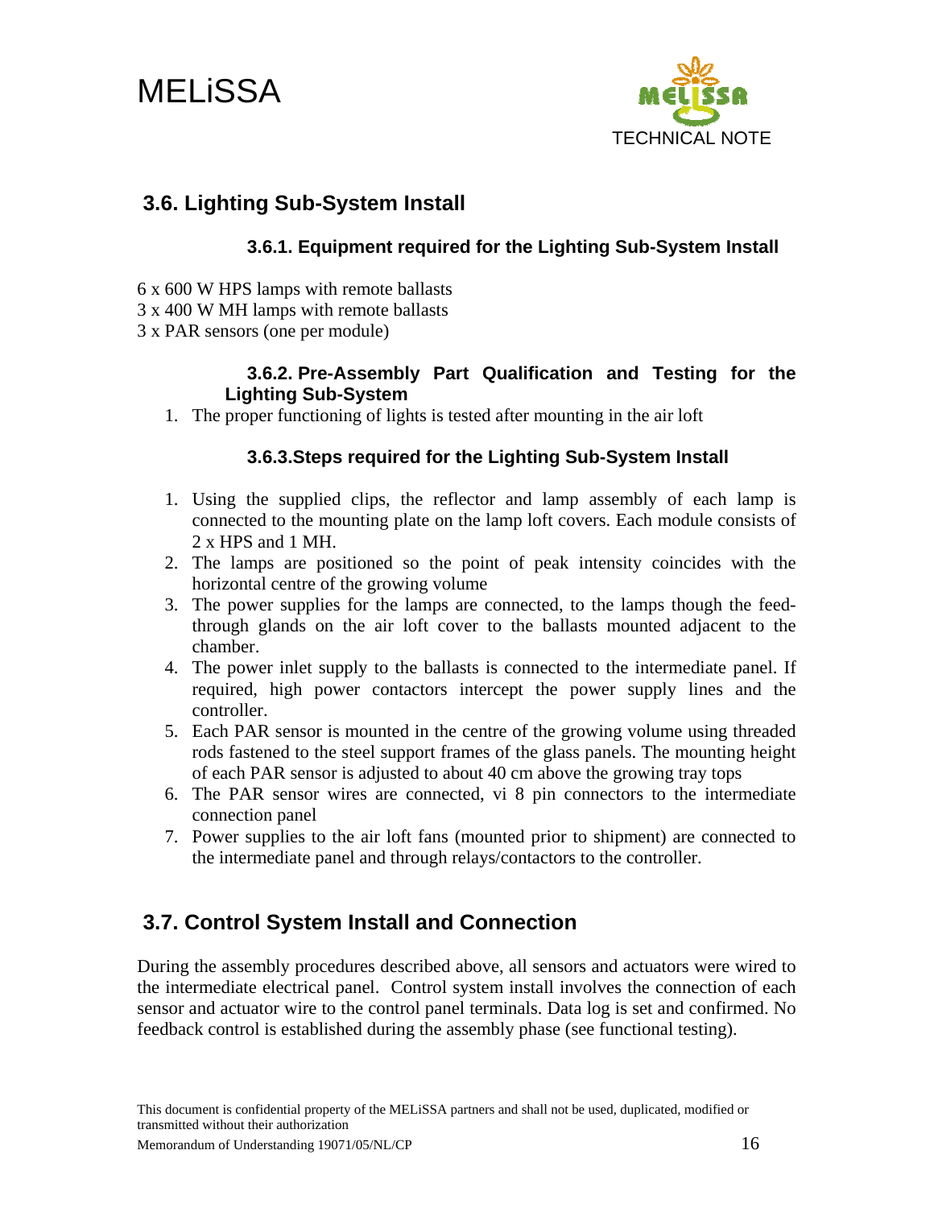## 3.6. Lighting Sub-System Install

### 3.6.1. Equipment required for the Lighting Sub-System Install

6 x 600 W HPS lamps with remote ballasts
3 x 400 W MH lamps with remote ballasts
3 x PAR sensors (one per module)

### 3.6.2. Pre-Assembly Part Qualification and Testing for the Lighting Sub-System

1. The proper functioning of lights is tested after mounting in the air loft

### 3.6.3. Steps required for the Lighting Sub-System Install

1. Using the supplied clips, the reflector and lamp assembly of each lamp is connected to the mounting plate on the lamp loft covers. Each module consists of 2 x HPS and 1 MH.
2. The lamps are positioned so the point of peak intensity coincides with the horizontal centre of the growing volume
3. The power supplies for the lamps are connected, to the lamps though the feed-through glands on the air loft cover to the ballasts mounted adjacent to the chamber.
4. The power inlet supply to the ballasts is connected to the intermediate panel. If required, high power contactors intercept the power supply lines and the controller.
5. Each PAR sensor is mounted in the centre of the growing volume using threaded rods fastened to the steel support frames of the glass panels. The mounting height of each PAR sensor is adjusted to about 40 cm above the growing tray tops
6. The PAR sensor wires are connected, vi 8 pin connectors to the intermediate connection panel
7. Power supplies to the air loft fans (mounted prior to shipment) are connected to the intermediate panel and through relays/contactors to the controller.

## 3.7. Control System Install and Connection

During the assembly procedures described above, all sensors and actuators were wired to the intermediate electrical panel. Control system install involves the connection of each sensor and actuator wire to the control panel terminals. Data log is set and confirmed. No feedback control is established during the assembly phase (see functional testing).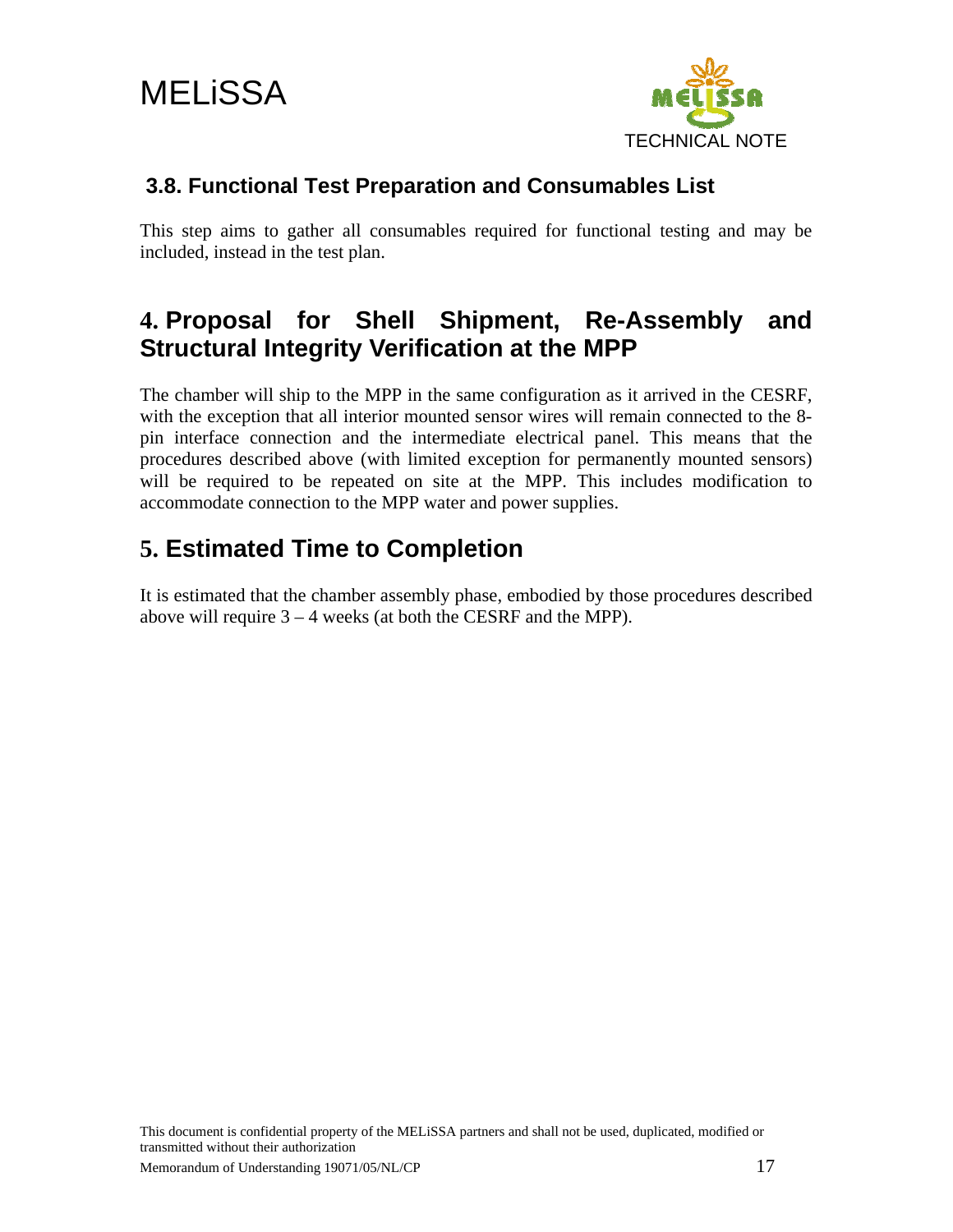### 3.8. Functional Test Preparation and Consumables List

This step aims to gather all consumables required for functional testing and may be included, instead in the test plan.

## 4. Proposal for Shell Shipment, Re-Assembly and Structural Integrity Verification at the MPP

The chamber will ship to the MPP in the same configuration as it arrived in the CESRF, with the exception that all interior mounted sensor wires will remain connected to the 8-pin interface connection and the intermediate electrical panel. This means that the procedures described above (with limited exception for permanently mounted sensors) will be required to be repeated on site at the MPP. This includes modification to accommodate connection to the MPP water and power supplies.

## 5. Estimated Time to Completion

It is estimated that the chamber assembly phase, embodied by those procedures described above will require 3 – 4 weeks (at both the CESRF and the MPP).